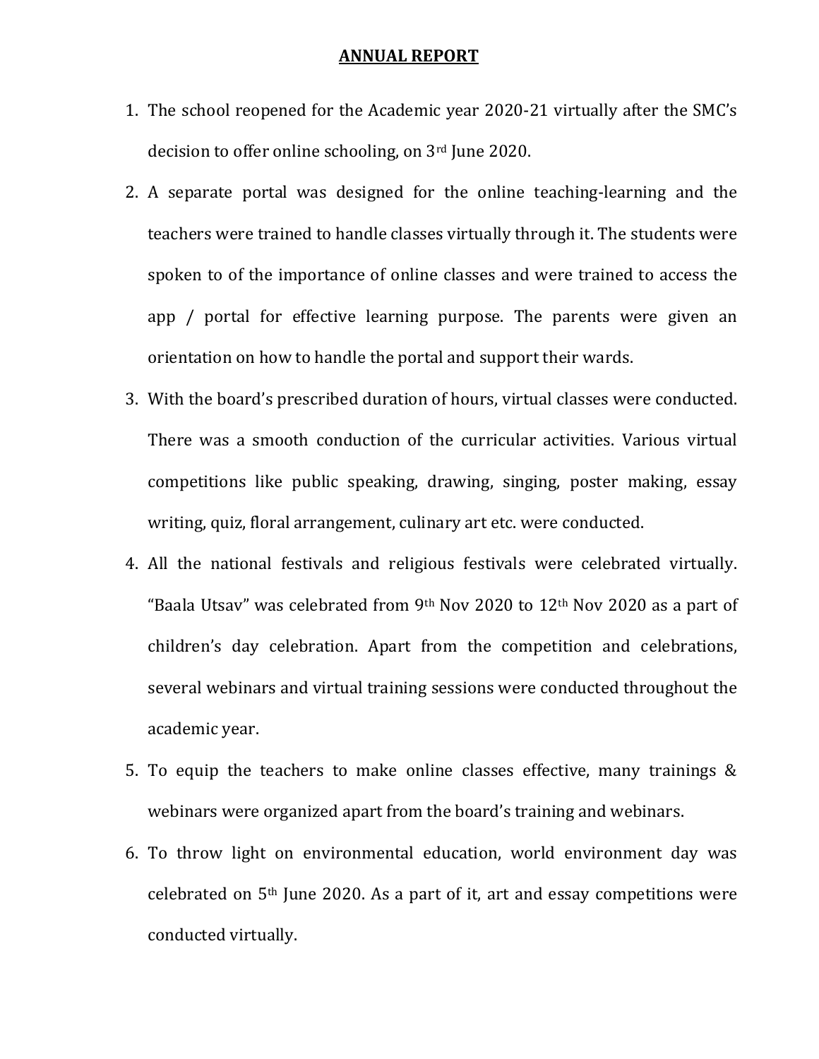# ANNUAL REPORT

1. The school reopened for the Academic year 2020-21 virtually after the SMC's decision to offer online schooling, on 3rd June 2020.
2. A separate portal was designed for the online teaching-learning and the teachers were trained to handle classes virtually through it. The students were spoken to of the importance of online classes and were trained to access the app / portal for effective learning purpose. The parents were given an orientation on how to handle the portal and support their wards.
3. With the board's prescribed duration of hours, virtual classes were conducted. There was a smooth conduction of the curricular activities. Various virtual competitions like public speaking, drawing, singing, poster making, essay writing, quiz, floral arrangement, culinary art etc. were conducted.
4. All the national festivals and religious festivals were celebrated virtually. "Baala Utsav" was celebrated from 9th Nov 2020 to 12th Nov 2020 as a part of children's day celebration. Apart from the competition and celebrations, several webinars and virtual training sessions were conducted throughout the academic year.
5. To equip the teachers to make online classes effective, many trainings & webinars were organized apart from the board's training and webinars.
6. To throw light on environmental education, world environment day was celebrated on 5th June 2020. As a part of it, art and essay competitions were conducted virtually.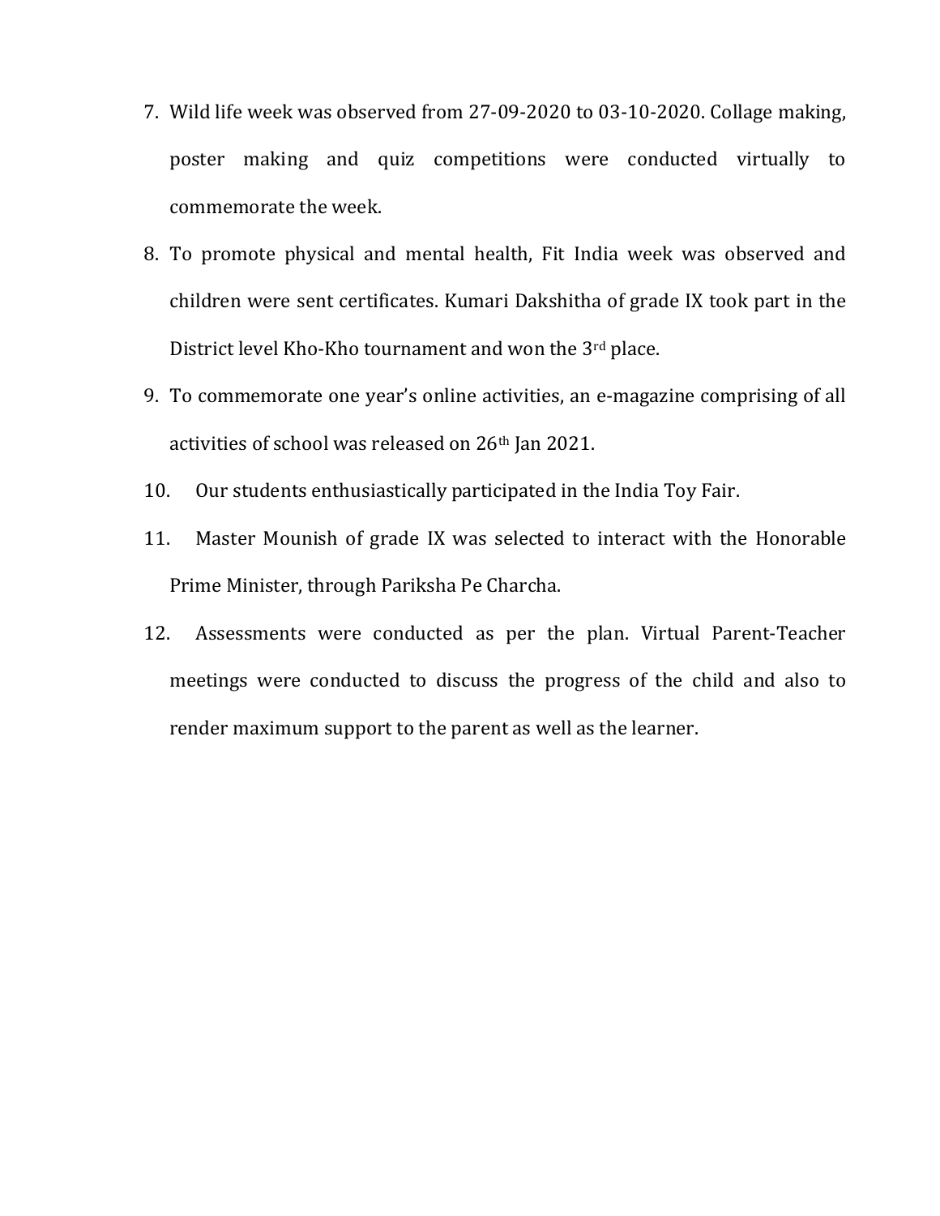7. Wild life week was observed from 27-09-2020 to 03-10-2020. Collage making, poster making and quiz competitions were conducted virtually to commemorate the week.
8. To promote physical and mental health, Fit India week was observed and children were sent certificates. Kumari Dakshitha of grade IX took part in the District level Kho-Kho tournament and won the 3rd place.
9. To commemorate one year's online activities, an e-magazine comprising of all activities of school was released on 26th Jan 2021.
10. Our students enthusiastically participated in the India Toy Fair.
11. Master Mounish of grade IX was selected to interact with the Honorable Prime Minister, through Pariksha Pe Charcha.
12. Assessments were conducted as per the plan. Virtual Parent-Teacher meetings were conducted to discuss the progress of the child and also to render maximum support to the parent as well as the learner.